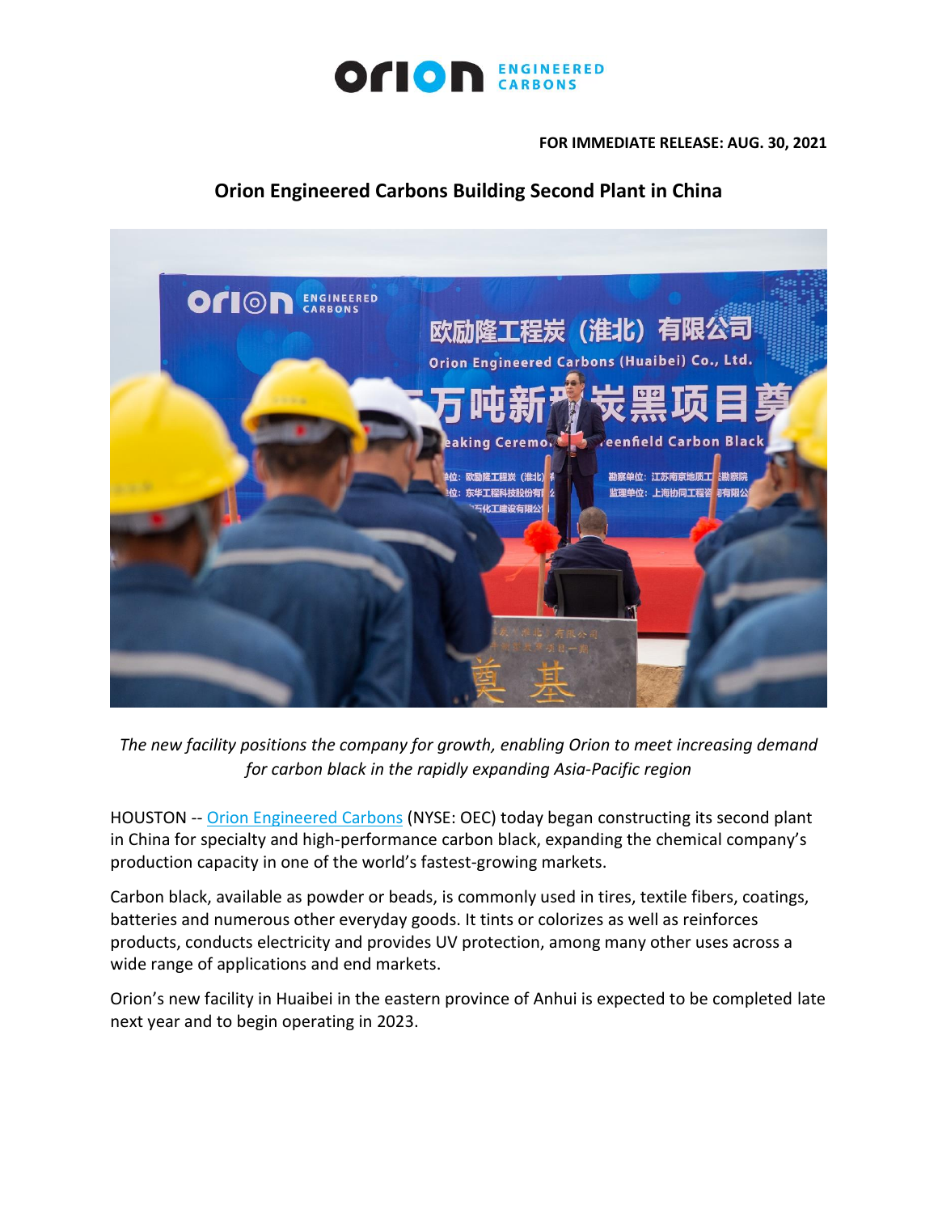**FOR IMMEDIATE RELEASE: AUG. 30, 2021**

# Orion Engineered Carbons Building Second Plant in China

*The new facility positions the company for growth, enabling Orion to meet increasing demand for carbon black in the rapidly expanding Asia-Pacific region*

HOUSTON -- [Orion Engineered Carbons](https://www.orioncarbons.com) (NYSE: OEC) today began constructing its second plant in China for specialty and high-performance carbon black, expanding the chemical company's production capacity in one of the world's fastest-growing markets.

Carbon black, available as powder or beads, is commonly used in tires, textile fibers, coatings, batteries and numerous other everyday goods. It tints or colorizes as well as reinforces products, conducts electricity and provides UV protection, among many other uses across a wide range of applications and end markets.

Orion's new facility in Huaibei in the eastern province of Anhui is expected to be completed late next year and to begin operating in 2023.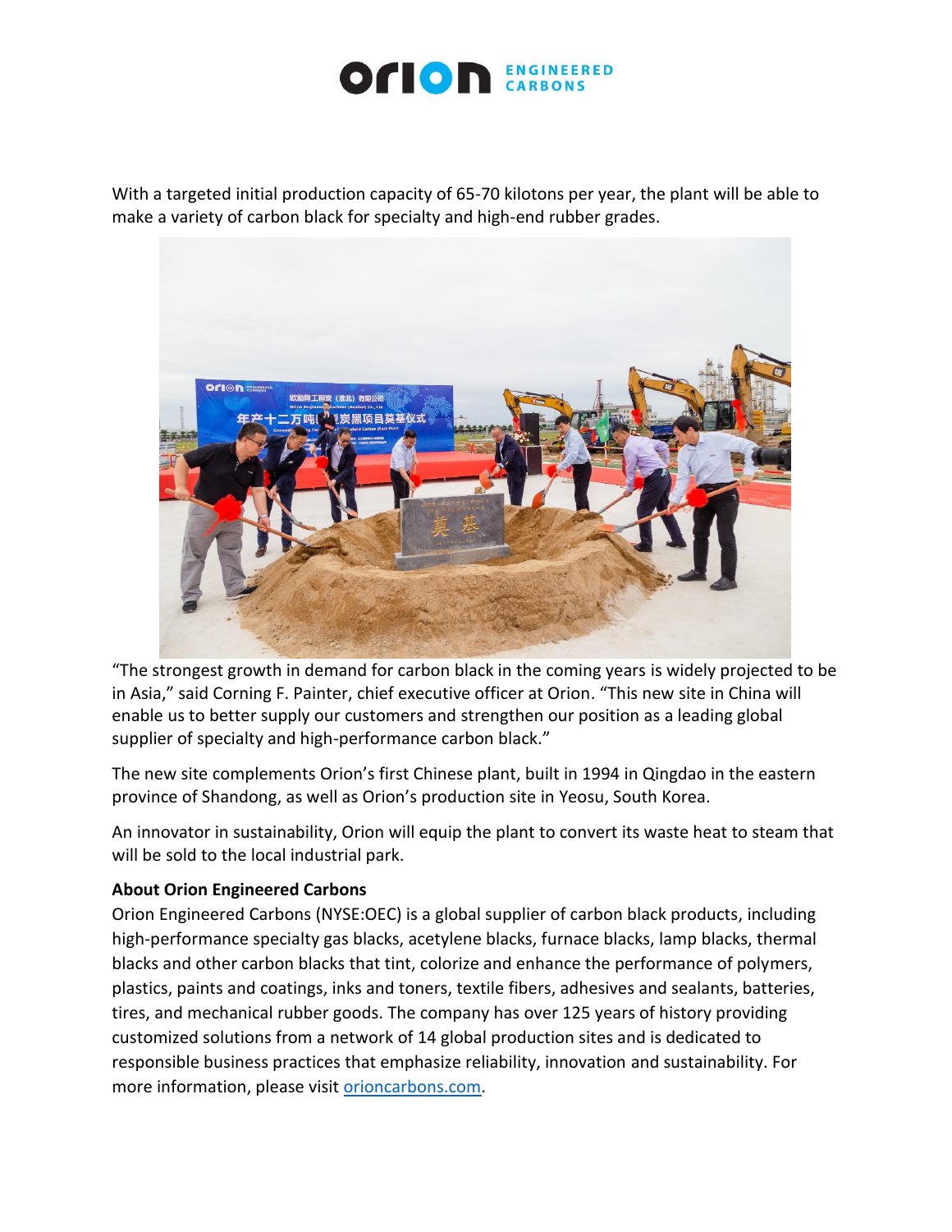With a targeted initial production capacity of 65-70 kilotons per year, the plant will be able to make a variety of carbon black for specialty and high-end rubber grades.

"The strongest growth in demand for carbon black in the coming years is widely projected to be in Asia," said Corning F. Painter, chief executive officer at Orion. "This new site in China will enable us to better supply our customers and strengthen our position as a leading global supplier of specialty and high-performance carbon black."

The new site complements Orion's first Chinese plant, built in 1994 in Qingdao in the eastern province of Shandong, as well as Orion's production site in Yeosu, South Korea.

An innovator in sustainability, Orion will equip the plant to convert its waste heat to steam that will be sold to the local industrial park.

**About Orion Engineered Carbons**

Orion Engineered Carbons (NYSE:OEC) is a global supplier of carbon black products, including high-performance specialty gas blacks, acetylene blacks, furnace blacks, lamp blacks, thermal blacks and other carbon blacks that tint, colorize and enhance the performance of polymers, plastics, paints and coatings, inks and toners, textile fibers, adhesives and sealants, batteries, tires, and mechanical rubber goods. The company has over 125 years of history providing customized solutions from a network of 14 global production sites and is dedicated to responsible business practices that emphasize reliability, innovation and sustainability. For more information, please visit [orioncarbons.com](orioncarbons.com).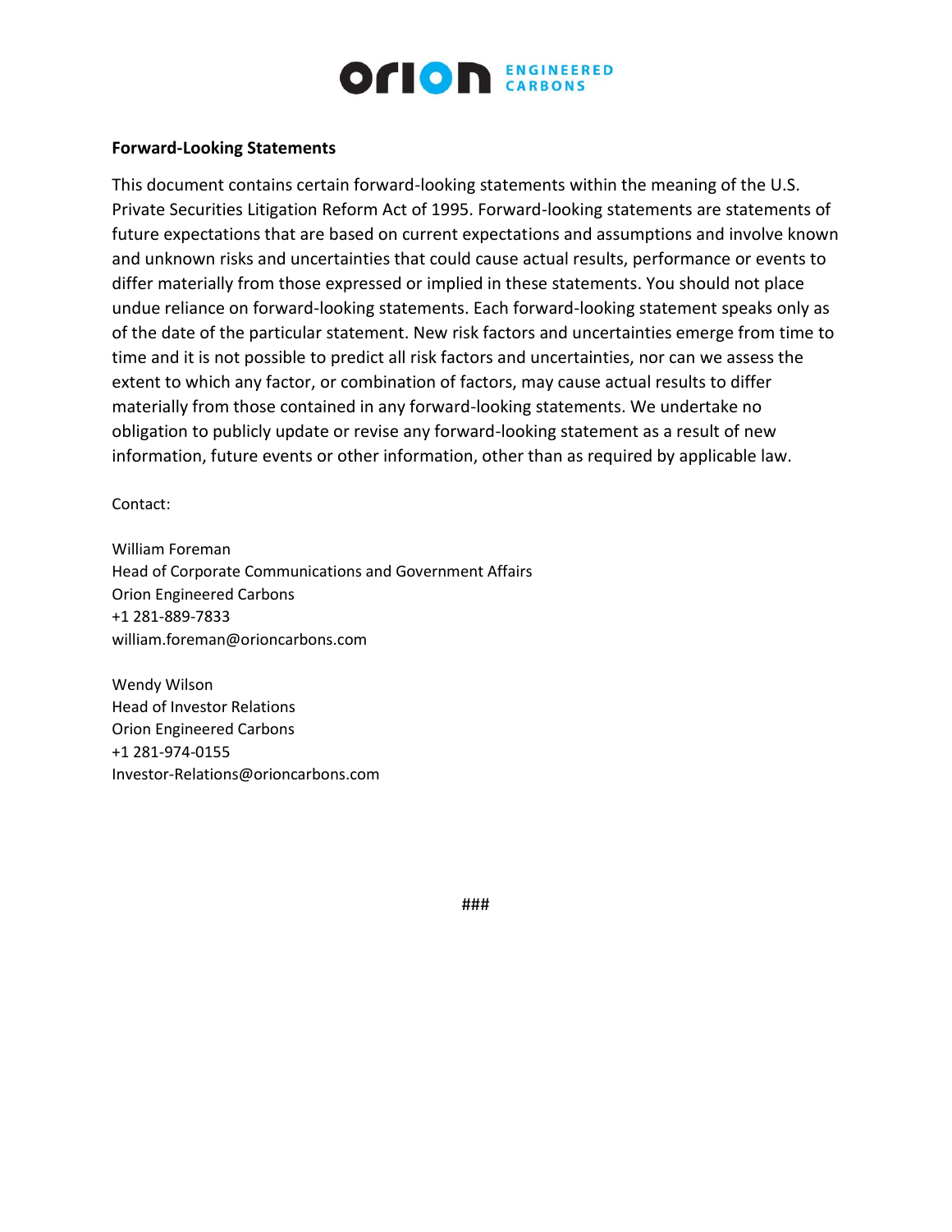**Forward-Looking Statements**

This document contains certain forward-looking statements within the meaning of the U.S. Private Securities Litigation Reform Act of 1995. Forward-looking statements are statements of future expectations that are based on current expectations and assumptions and involve known and unknown risks and uncertainties that could cause actual results, performance or events to differ materially from those expressed or implied in these statements. You should not place undue reliance on forward-looking statements. Each forward-looking statement speaks only as of the date of the particular statement. New risk factors and uncertainties emerge from time to time and it is not possible to predict all risk factors and uncertainties, nor can we assess the extent to which any factor, or combination of factors, may cause actual results to differ materially from those contained in any forward-looking statements. We undertake no obligation to publicly update or revise any forward-looking statement as a result of new information, future events or other information, other than as required by applicable law.

Contact:

William Foreman
Head of Corporate Communications and Government Affairs
Orion Engineered Carbons
+1 281-889-7833
william.foreman@orioncarbons.com

Wendy Wilson
Head of Investor Relations
Orion Engineered Carbons
+1 281-974-0155
Investor-Relations@orioncarbons.com

###